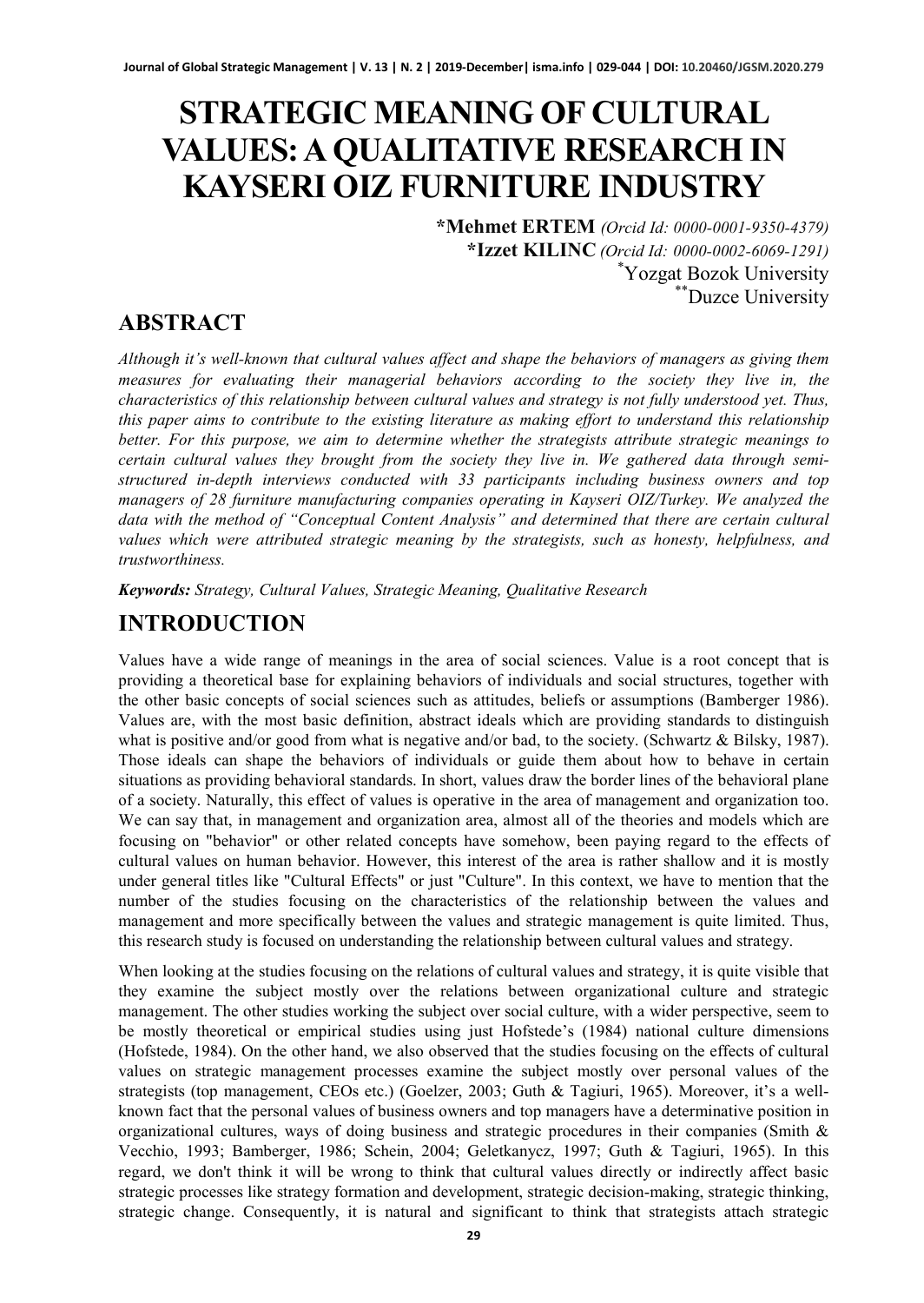# STRATEGIC MEANING OF CULTURAL VALUES: A QUALITATIVE RESEARCH IN KAYSERI OIZ FURNITURE INDUSTRY

**\*Mehmet ERTEM** *(Orcid Id: 0000-0001-9350-4379)*
**\*Izzet KILINC** *(Orcid Id: 0000-0002-6069-1291)*
[*]Yozgat Bozok University
[**]Duzce University

## ABSTRACT

*Although it's well-known that cultural values affect and shape the behaviors of managers as giving them measures for evaluating their managerial behaviors according to the society they live in, the characteristics of this relationship between cultural values and strategy is not fully understood yet. Thus, this paper aims to contribute to the existing literature as making effort to understand this relationship better. For this purpose, we aim to determine whether the strategists attribute strategic meanings to certain cultural values they brought from the society they live in. We gathered data through semi-structured in-depth interviews conducted with 33 participants including business owners and top managers of 28 furniture manufacturing companies operating in Kayseri OIZ/Turkey. We analyzed the data with the method of "Conceptual Content Analysis" and determined that there are certain cultural values which were attributed strategic meaning by the strategists, such as honesty, helpfulness, and trustworthiness.*

***Keywords:*** *Strategy, Cultural Values, Strategic Meaning, Qualitative Research*

## INTRODUCTION

Values have a wide range of meanings in the area of social sciences. Value is a root concept that is providing a theoretical base for explaining behaviors of individuals and social structures, together with the other basic concepts of social sciences such as attitudes, beliefs or assumptions (Bamberger 1986). Values are, with the most basic definition, abstract ideals which are providing standards to distinguish what is positive and/or good from what is negative and/or bad, to the society. (Schwartz & Bilsky, 1987). Those ideals can shape the behaviors of individuals or guide them about how to behave in certain situations as providing behavioral standards. In short, values draw the border lines of the behavioral plane of a society. Naturally, this effect of values is operative in the area of management and organization too. We can say that, in management and organization area, almost all of the theories and models which are focusing on "behavior" or other related concepts have somehow, been paying regard to the effects of cultural values on human behavior. However, this interest of the area is rather shallow and it is mostly under general titles like "Cultural Effects" or just "Culture". In this context, we have to mention that the number of the studies focusing on the characteristics of the relationship between the values and management and more specifically between the values and strategic management is quite limited. Thus, this research study is focused on understanding the relationship between cultural values and strategy.

When looking at the studies focusing on the relations of cultural values and strategy, it is quite visible that they examine the subject mostly over the relations between organizational culture and strategic management. The other studies working the subject over social culture, with a wider perspective, seem to be mostly theoretical or empirical studies using just Hofstede's (1984) national culture dimensions (Hofstede, 1984). On the other hand, we also observed that the studies focusing on the effects of cultural values on strategic management processes examine the subject mostly over personal values of the strategists (top management, CEOs etc.) (Goelzer, 2003; Guth & Tagiuri, 1965). Moreover, it's a well-known fact that the personal values of business owners and top managers have a determinative position in organizational cultures, ways of doing business and strategic procedures in their companies (Smith & Vecchio, 1993; Bamberger, 1986; Schein, 2004; Geletkanycz, 1997; Guth & Tagiuri, 1965). In this regard, we don't think it will be wrong to think that cultural values directly or indirectly affect basic strategic processes like strategy formation and development, strategic decision-making, strategic thinking, strategic change. Consequently, it is natural and significant to think that strategists attach strategic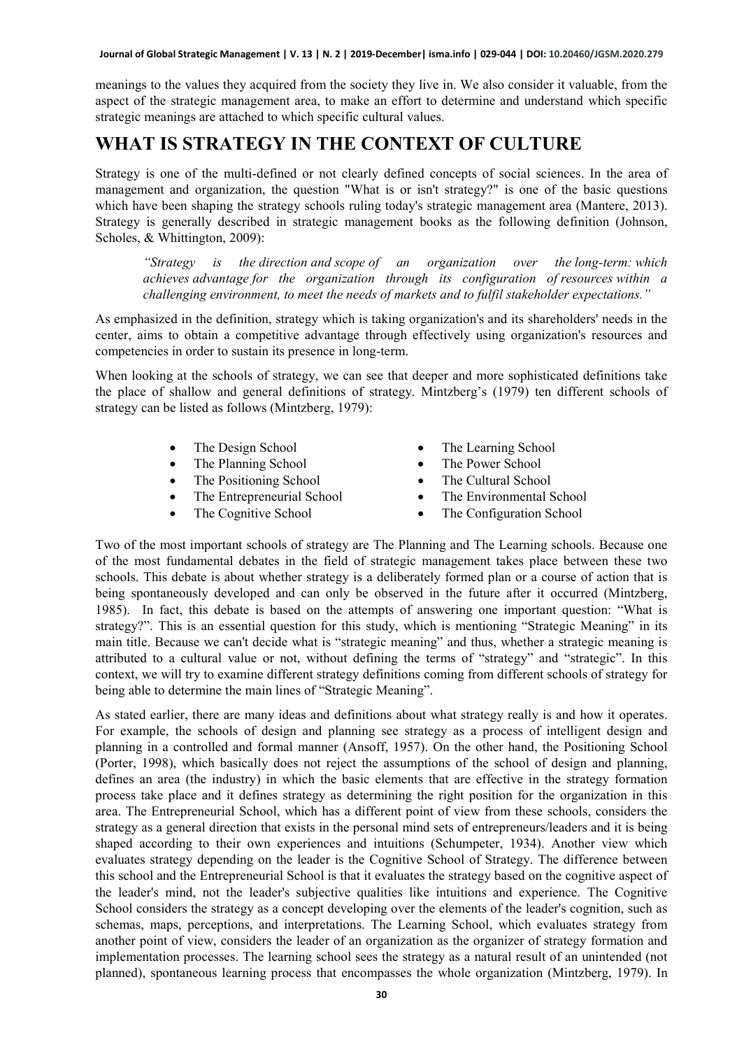meanings to the values they acquired from the society they live in. We also consider it valuable, from the aspect of the strategic management area, to make an effort to determine and understand which specific strategic meanings are attached to which specific cultural values.

# WHAT IS STRATEGY IN THE CONTEXT OF CULTURE

Strategy is one of the multi-defined or not clearly defined concepts of social sciences. In the area of management and organization, the question "What is or isn't strategy?" is one of the basic questions which have been shaping the strategy schools ruling today's strategic management area (Mantere, 2013). Strategy is generally described in strategic management books as the following definition (Johnson, Scholes, & Whittington, 2009):

> *"Strategy is the direction and scope of an organization over the long-term: which achieves advantage for the organization through its configuration of resources within a challenging environment, to meet the needs of markets and to fulfil stakeholder expectations."*

As emphasized in the definition, strategy which is taking organization's and its shareholders' needs in the center, aims to obtain a competitive advantage through effectively using organization's resources and competencies in order to sustain its presence in long-term.

When looking at the schools of strategy, we can see that deeper and more sophisticated definitions take the place of shallow and general definitions of strategy. Mintzberg's (1979) ten different schools of strategy can be listed as follows (Mintzberg, 1979):

- The Design School
- The Planning School
- The Positioning School
- The Entrepreneurial School
- The Cognitive School
- The Learning School
- The Power School
- The Cultural School
- The Environmental School
- The Configuration School

Two of the most important schools of strategy are The Planning and The Learning schools. Because one of the most fundamental debates in the field of strategic management takes place between these two schools. This debate is about whether strategy is a deliberately formed plan or a course of action that is being spontaneously developed and can only be observed in the future after it occurred (Mintzberg, 1985). In fact, this debate is based on the attempts of answering one important question: "What is strategy?". This is an essential question for this study, which is mentioning "Strategic Meaning" in its main title. Because we can't decide what is "strategic meaning" and thus, whether a strategic meaning is attributed to a cultural value or not, without defining the terms of "strategy" and "strategic". In this context, we will try to examine different strategy definitions coming from different schools of strategy for being able to determine the main lines of "Strategic Meaning".

As stated earlier, there are many ideas and definitions about what strategy really is and how it operates. For example, the schools of design and planning see strategy as a process of intelligent design and planning in a controlled and formal manner (Ansoff, 1957). On the other hand, the Positioning School (Porter, 1998), which basically does not reject the assumptions of the school of design and planning, defines an area (the industry) in which the basic elements that are effective in the strategy formation process take place and it defines strategy as determining the right position for the organization in this area. The Entrepreneurial School, which has a different point of view from these schools, considers the strategy as a general direction that exists in the personal mind sets of entrepreneurs/leaders and it is being shaped according to their own experiences and intuitions (Schumpeter, 1934). Another view which evaluates strategy depending on the leader is the Cognitive School of Strategy. The difference between this school and the Entrepreneurial School is that it evaluates the strategy based on the cognitive aspect of the leader's mind, not the leader's subjective qualities like intuitions and experience. The Cognitive School considers the strategy as a concept developing over the elements of the leader's cognition, such as schemas, maps, perceptions, and interpretations. The Learning School, which evaluates strategy from another point of view, considers the leader of an organization as the organizer of strategy formation and implementation processes. The learning school sees the strategy as a natural result of an unintended (not planned), spontaneous learning process that encompasses the whole organization (Mintzberg, 1979). In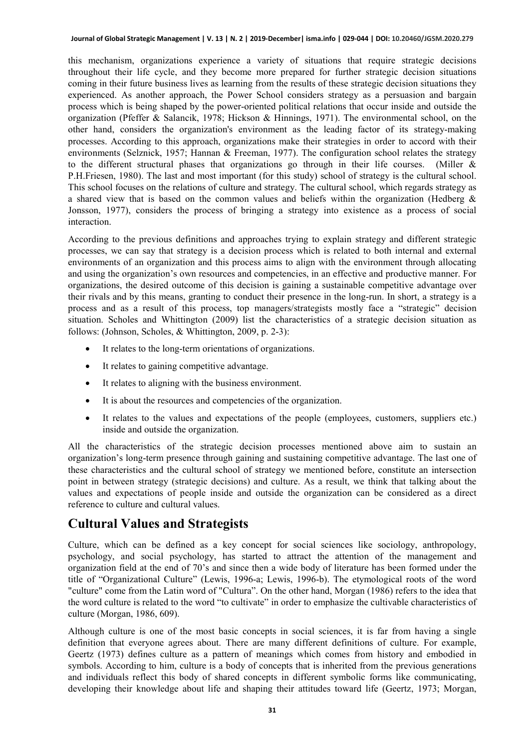this mechanism, organizations experience a variety of situations that require strategic decisions throughout their life cycle, and they become more prepared for further strategic decision situations coming in their future business lives as learning from the results of these strategic decision situations they experienced. As another approach, the Power School considers strategy as a persuasion and bargain process which is being shaped by the power-oriented political relations that occur inside and outside the organization (Pfeffer & Salancik, 1978; Hickson & Hinnings, 1971). The environmental school, on the other hand, considers the organization's environment as the leading factor of its strategy-making processes. According to this approach, organizations make their strategies in order to accord with their environments (Selznick, 1957; Hannan & Freeman, 1977). The configuration school relates the strategy to the different structural phases that organizations go through in their life courses. (Miller & P.H.Friesen, 1980). The last and most important (for this study) school of strategy is the cultural school. This school focuses on the relations of culture and strategy. The cultural school, which regards strategy as a shared view that is based on the common values and beliefs within the organization (Hedberg & Jonsson, 1977), considers the process of bringing a strategy into existence as a process of social interaction.

According to the previous definitions and approaches trying to explain strategy and different strategic processes, we can say that strategy is a decision process which is related to both internal and external environments of an organization and this process aims to align with the environment through allocating and using the organization's own resources and competencies, in an effective and productive manner. For organizations, the desired outcome of this decision is gaining a sustainable competitive advantage over their rivals and by this means, granting to conduct their presence in the long-run. In short, a strategy is a process and as a result of this process, top managers/strategists mostly face a "strategic" decision situation. Scholes and Whittington (2009) list the characteristics of a strategic decision situation as follows: (Johnson, Scholes, & Whittington, 2009, p. 2-3):

- It relates to the long-term orientations of organizations.
- It relates to gaining competitive advantage.
- It relates to aligning with the business environment.
- It is about the resources and competencies of the organization.
- It relates to the values and expectations of the people (employees, customers, suppliers etc.) inside and outside the organization.

All the characteristics of the strategic decision processes mentioned above aim to sustain an organization's long-term presence through gaining and sustaining competitive advantage. The last one of these characteristics and the cultural school of strategy we mentioned before, constitute an intersection point in between strategy (strategic decisions) and culture. As a result, we think that talking about the values and expectations of people inside and outside the organization can be considered as a direct reference to culture and cultural values.

## Cultural Values and Strategists

Culture, which can be defined as a key concept for social sciences like sociology, anthropology, psychology, and social psychology, has started to attract the attention of the management and organization field at the end of 70's and since then a wide body of literature has been formed under the title of "Organizational Culture" (Lewis, 1996-a; Lewis, 1996-b). The etymological roots of the word "culture" come from the Latin word of "Cultura". On the other hand, Morgan (1986) refers to the idea that the word culture is related to the word "to cultivate" in order to emphasize the cultivable characteristics of culture (Morgan, 1986, 609).

Although culture is one of the most basic concepts in social sciences, it is far from having a single definition that everyone agrees about. There are many different definitions of culture. For example, Geertz (1973) defines culture as a pattern of meanings which comes from history and embodied in symbols. According to him, culture is a body of concepts that is inherited from the previous generations and individuals reflect this body of shared concepts in different symbolic forms like communicating, developing their knowledge about life and shaping their attitudes toward life (Geertz, 1973; Morgan,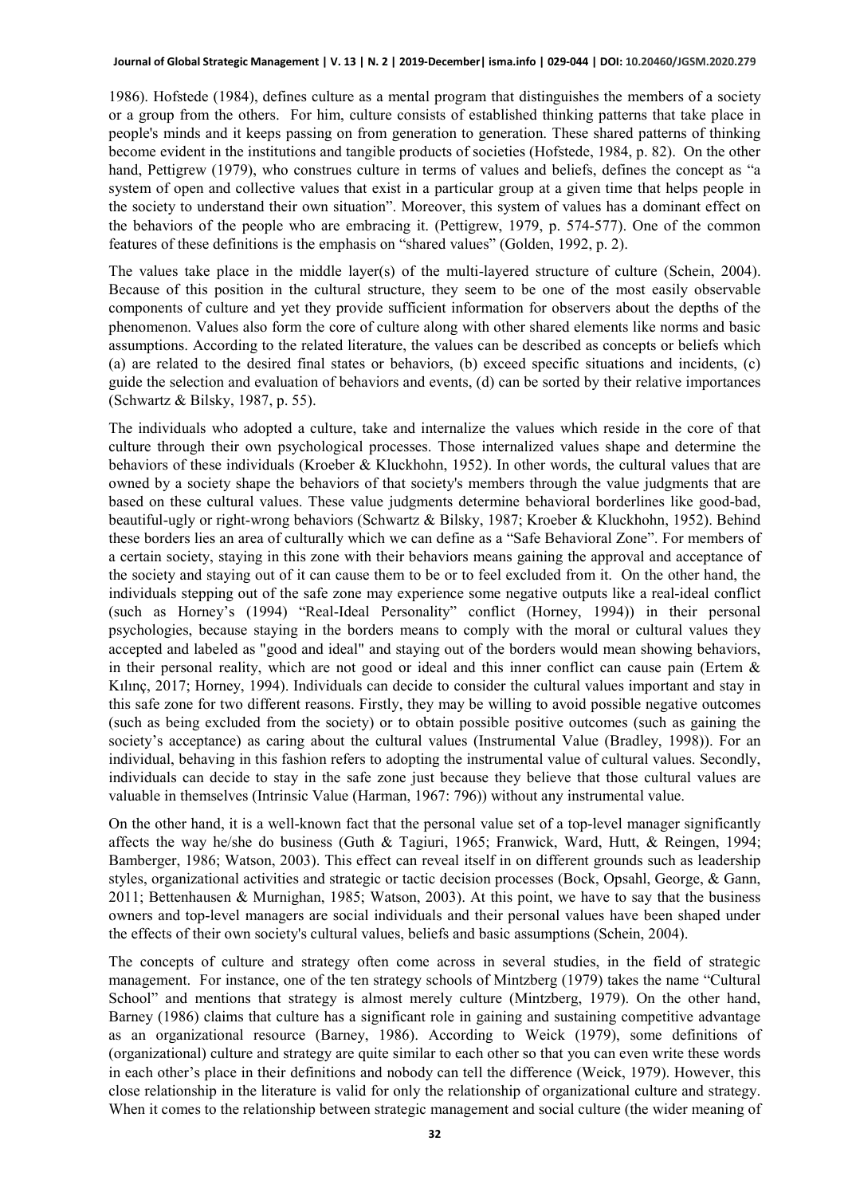1986). Hofstede (1984), defines culture as a mental program that distinguishes the members of a society or a group from the others. For him, culture consists of established thinking patterns that take place in people's minds and it keeps passing on from generation to generation. These shared patterns of thinking become evident in the institutions and tangible products of societies (Hofstede, 1984, p. 82). On the other hand, Pettigrew (1979), who construes culture in terms of values and beliefs, defines the concept as "a system of open and collective values that exist in a particular group at a given time that helps people in the society to understand their own situation". Moreover, this system of values has a dominant effect on the behaviors of the people who are embracing it. (Pettigrew, 1979, p. 574-577). One of the common features of these definitions is the emphasis on "shared values" (Golden, 1992, p. 2).

The values take place in the middle layer(s) of the multi-layered structure of culture (Schein, 2004). Because of this position in the cultural structure, they seem to be one of the most easily observable components of culture and yet they provide sufficient information for observers about the depths of the phenomenon. Values also form the core of culture along with other shared elements like norms and basic assumptions. According to the related literature, the values can be described as concepts or beliefs which (a) are related to the desired final states or behaviors, (b) exceed specific situations and incidents, (c) guide the selection and evaluation of behaviors and events, (d) can be sorted by their relative importances (Schwartz & Bilsky, 1987, p. 55).

The individuals who adopted a culture, take and internalize the values which reside in the core of that culture through their own psychological processes. Those internalized values shape and determine the behaviors of these individuals (Kroeber & Kluckhohn, 1952). In other words, the cultural values that are owned by a society shape the behaviors of that society's members through the value judgments that are based on these cultural values. These value judgments determine behavioral borderlines like good-bad, beautiful-ugly or right-wrong behaviors (Schwartz & Bilsky, 1987; Kroeber & Kluckhohn, 1952). Behind these borders lies an area of culturally which we can define as a "Safe Behavioral Zone". For members of a certain society, staying in this zone with their behaviors means gaining the approval and acceptance of the society and staying out of it can cause them to be or to feel excluded from it. On the other hand, the individuals stepping out of the safe zone may experience some negative outputs like a real-ideal conflict (such as Horney's (1994) "Real-Ideal Personality" conflict (Horney, 1994)) in their personal psychologies, because staying in the borders means to comply with the moral or cultural values they accepted and labeled as "good and ideal" and staying out of the borders would mean showing behaviors, in their personal reality, which are not good or ideal and this inner conflict can cause pain (Ertem & Kılınç, 2017; Horney, 1994). Individuals can decide to consider the cultural values important and stay in this safe zone for two different reasons. Firstly, they may be willing to avoid possible negative outcomes (such as being excluded from the society) or to obtain possible positive outcomes (such as gaining the society's acceptance) as caring about the cultural values (Instrumental Value (Bradley, 1998)). For an individual, behaving in this fashion refers to adopting the instrumental value of cultural values. Secondly, individuals can decide to stay in the safe zone just because they believe that those cultural values are valuable in themselves (Intrinsic Value (Harman, 1967: 796)) without any instrumental value.

On the other hand, it is a well-known fact that the personal value set of a top-level manager significantly affects the way he/she do business (Guth & Tagiuri, 1965; Franwick, Ward, Hutt, & Reingen, 1994; Bamberger, 1986; Watson, 2003). This effect can reveal itself in on different grounds such as leadership styles, organizational activities and strategic or tactic decision processes (Bock, Opsahl, George, & Gann, 2011; Bettenhausen & Murnighan, 1985; Watson, 2003). At this point, we have to say that the business owners and top-level managers are social individuals and their personal values have been shaped under the effects of their own society's cultural values, beliefs and basic assumptions (Schein, 2004).

The concepts of culture and strategy often come across in several studies, in the field of strategic management. For instance, one of the ten strategy schools of Mintzberg (1979) takes the name "Cultural School" and mentions that strategy is almost merely culture (Mintzberg, 1979). On the other hand, Barney (1986) claims that culture has a significant role in gaining and sustaining competitive advantage as an organizational resource (Barney, 1986). According to Weick (1979), some definitions of (organizational) culture and strategy are quite similar to each other so that you can even write these words in each other's place in their definitions and nobody can tell the difference (Weick, 1979). However, this close relationship in the literature is valid for only the relationship of organizational culture and strategy. When it comes to the relationship between strategic management and social culture (the wider meaning of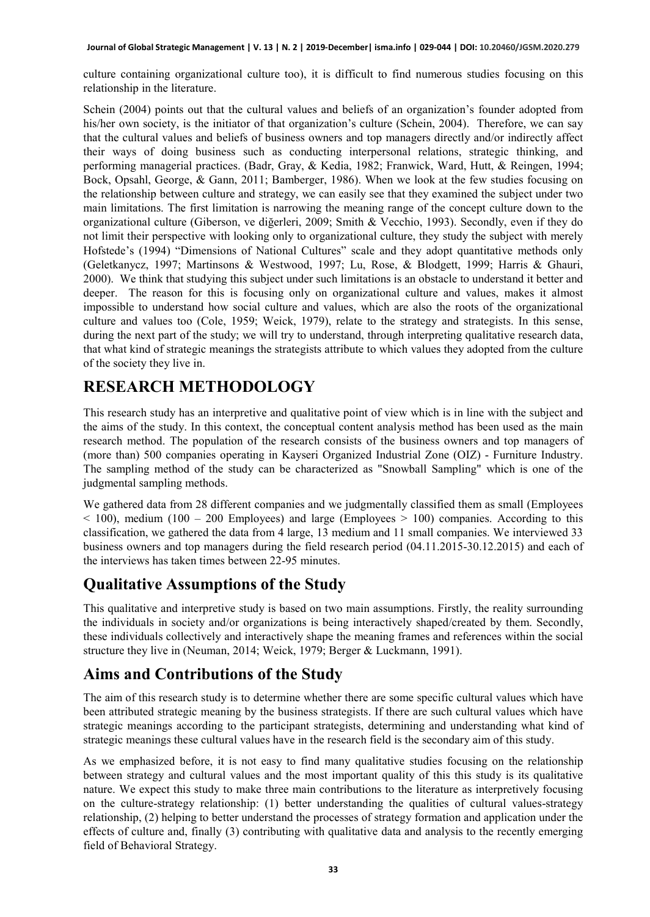culture containing organizational culture too), it is difficult to find numerous studies focusing on this relationship in the literature.

Schein (2004) points out that the cultural values and beliefs of an organization's founder adopted from his/her own society, is the initiator of that organization's culture (Schein, 2004). Therefore, we can say that the cultural values and beliefs of business owners and top managers directly and/or indirectly affect their ways of doing business such as conducting interpersonal relations, strategic thinking, and performing managerial practices. (Badr, Gray, & Kedia, 1982; Franwick, Ward, Hutt, & Reingen, 1994; Bock, Opsahl, George, & Gann, 2011; Bamberger, 1986). When we look at the few studies focusing on the relationship between culture and strategy, we can easily see that they examined the subject under two main limitations. The first limitation is narrowing the meaning range of the concept culture down to the organizational culture (Giberson, ve diğerleri, 2009; Smith & Vecchio, 1993). Secondly, even if they do not limit their perspective with looking only to organizational culture, they study the subject with merely Hofstede's (1994) "Dimensions of National Cultures" scale and they adopt quantitative methods only (Geletkanycz, 1997; Martinsons & Westwood, 1997; Lu, Rose, & Blodgett, 1999; Harris & Ghauri, 2000). We think that studying this subject under such limitations is an obstacle to understand it better and deeper. The reason for this is focusing only on organizational culture and values, makes it almost impossible to understand how social culture and values, which are also the roots of the organizational culture and values too (Cole, 1959; Weick, 1979), relate to the strategy and strategists. In this sense, during the next part of the study; we will try to understand, through interpreting qualitative research data, that what kind of strategic meanings the strategists attribute to which values they adopted from the culture of the society they live in.

# RESEARCH METHODOLOGY

This research study has an interpretive and qualitative point of view which is in line with the subject and the aims of the study. In this context, the conceptual content analysis method has been used as the main research method. The population of the research consists of the business owners and top managers of (more than) 500 companies operating in Kayseri Organized Industrial Zone (OIZ) - Furniture Industry. The sampling method of the study can be characterized as "Snowball Sampling" which is one of the judgmental sampling methods.

We gathered data from 28 different companies and we judgmentally classified them as small (Employees < 100), medium (100 – 200 Employees) and large (Employees > 100) companies. According to this classification, we gathered the data from 4 large, 13 medium and 11 small companies. We interviewed 33 business owners and top managers during the field research period (04.11.2015-30.12.2015) and each of the interviews has taken times between 22-95 minutes.

## Qualitative Assumptions of the Study

This qualitative and interpretive study is based on two main assumptions. Firstly, the reality surrounding the individuals in society and/or organizations is being interactively shaped/created by them. Secondly, these individuals collectively and interactively shape the meaning frames and references within the social structure they live in (Neuman, 2014; Weick, 1979; Berger & Luckmann, 1991).

## Aims and Contributions of the Study

The aim of this research study is to determine whether there are some specific cultural values which have been attributed strategic meaning by the business strategists. If there are such cultural values which have strategic meanings according to the participant strategists, determining and understanding what kind of strategic meanings these cultural values have in the research field is the secondary aim of this study.

As we emphasized before, it is not easy to find many qualitative studies focusing on the relationship between strategy and cultural values and the most important quality of this this study is its qualitative nature. We expect this study to make three main contributions to the literature as interpretively focusing on the culture-strategy relationship: (1) better understanding the qualities of cultural values-strategy relationship, (2) helping to better understand the processes of strategy formation and application under the effects of culture and, finally (3) contributing with qualitative data and analysis to the recently emerging field of Behavioral Strategy.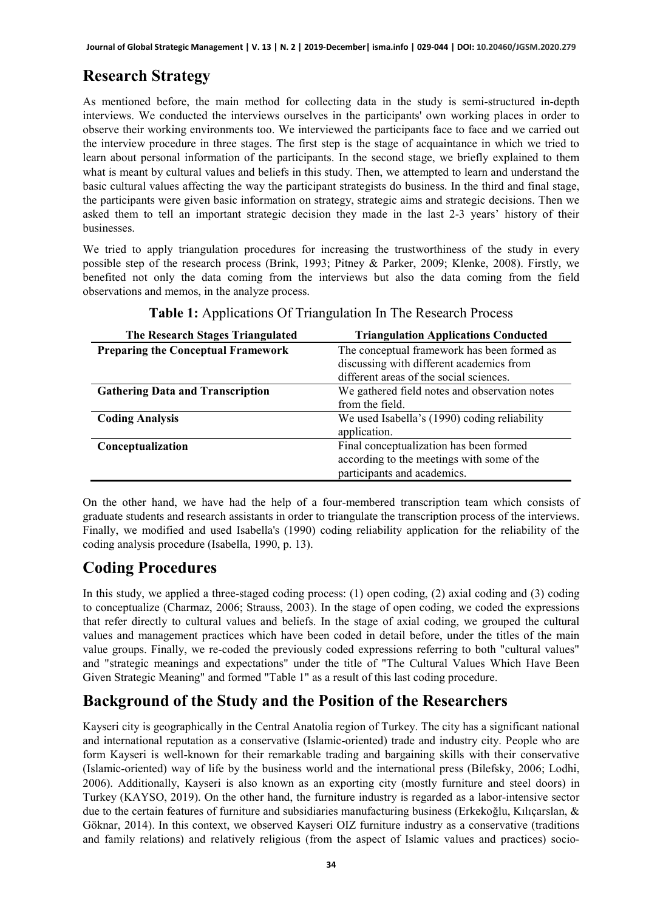## Research Strategy

As mentioned before, the main method for collecting data in the study is semi-structured in-depth interviews. We conducted the interviews ourselves in the participants' own working places in order to observe their working environments too. We interviewed the participants face to face and we carried out the interview procedure in three stages. The first step is the stage of acquaintance in which we tried to learn about personal information of the participants. In the second stage, we briefly explained to them what is meant by cultural values and beliefs in this study. Then, we attempted to learn and understand the basic cultural values affecting the way the participant strategists do business. In the third and final stage, the participants were given basic information on strategy, strategic aims and strategic decisions. Then we asked them to tell an important strategic decision they made in the last 2-3 years' history of their businesses.

We tried to apply triangulation procedures for increasing the trustworthiness of the study in every possible step of the research process (Brink, 1993; Pitney & Parker, 2009; Klenke, 2008). Firstly, we benefited not only the data coming from the interviews but also the data coming from the field observations and memos, in the analyze process.

**Table 1:** Applications Of Triangulation In The Research Process

| The Research Stages Triangulated | Triangulation Applications Conducted |
|---|---|
| **Preparing the Conceptual Framework** | The conceptual framework has been formed as discussing with different academics from different areas of the social sciences. |
| **Gathering Data and Transcription** | We gathered field notes and observation notes from the field. |
| **Coding Analysis** | We used Isabella's (1990) coding reliability application. |
| **Conceptualization** | Final conceptualization has been formed according to the meetings with some of the participants and academics. |

On the other hand, we have had the help of a four-membered transcription team which consists of graduate students and research assistants in order to triangulate the transcription process of the interviews. Finally, we modified and used Isabella's (1990) coding reliability application for the reliability of the coding analysis procedure (Isabella, 1990, p. 13).

## Coding Procedures

In this study, we applied a three-staged coding process: (1) open coding, (2) axial coding and (3) coding to conceptualize (Charmaz, 2006; Strauss, 2003). In the stage of open coding, we coded the expressions that refer directly to cultural values and beliefs. In the stage of axial coding, we grouped the cultural values and management practices which have been coded in detail before, under the titles of the main value groups. Finally, we re-coded the previously coded expressions referring to both "cultural values" and "strategic meanings and expectations" under the title of "The Cultural Values Which Have Been Given Strategic Meaning" and formed "Table 1" as a result of this last coding procedure.

## Background of the Study and the Position of the Researchers

Kayseri city is geographically in the Central Anatolia region of Turkey. The city has a significant national and international reputation as a conservative (Islamic-oriented) trade and industry city. People who are form Kayseri is well-known for their remarkable trading and bargaining skills with their conservative (Islamic-oriented) way of life by the business world and the international press (Bilefsky, 2006; Lodhi, 2006). Additionally, Kayseri is also known as an exporting city (mostly furniture and steel doors) in Turkey (KAYSO, 2019). On the other hand, the furniture industry is regarded as a labor-intensive sector due to the certain features of furniture and subsidiaries manufacturing business (Erkekoğlu, Kılıçarslan, & Göknar, 2014). In this context, we observed Kayseri OIZ furniture industry as a conservative (traditions and family relations) and relatively religious (from the aspect of Islamic values and practices) socio-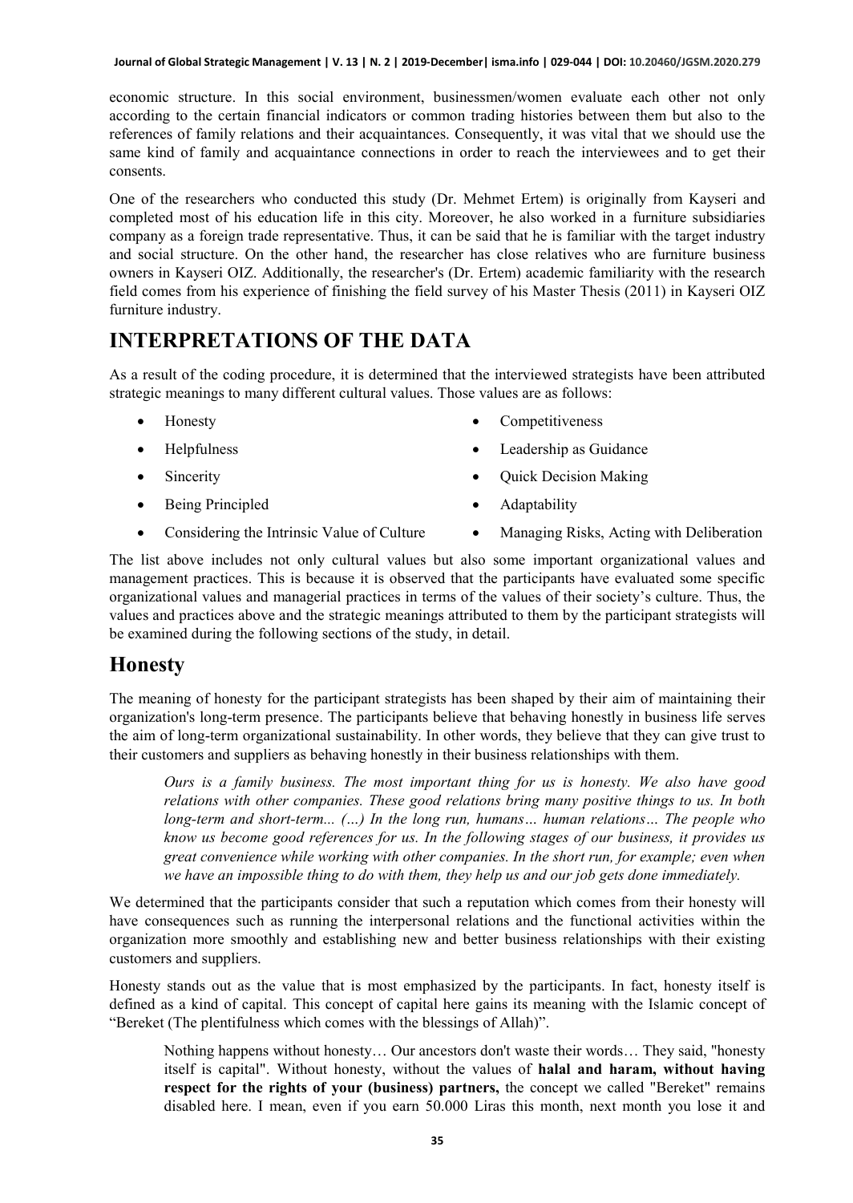economic structure. In this social environment, businessmen/women evaluate each other not only according to the certain financial indicators or common trading histories between them but also to the references of family relations and their acquaintances. Consequently, it was vital that we should use the same kind of family and acquaintance connections in order to reach the interviewees and to get their consents.

One of the researchers who conducted this study (Dr. Mehmet Ertem) is originally from Kayseri and completed most of his education life in this city. Moreover, he also worked in a furniture subsidiaries company as a foreign trade representative. Thus, it can be said that he is familiar with the target industry and social structure. On the other hand, the researcher has close relatives who are furniture business owners in Kayseri OIZ. Additionally, the researcher's (Dr. Ertem) academic familiarity with the research field comes from his experience of finishing the field survey of his Master Thesis (2011) in Kayseri OIZ furniture industry.

# INTERPRETATIONS OF THE DATA

As a result of the coding procedure, it is determined that the interviewed strategists have been attributed strategic meanings to many different cultural values. Those values are as follows:

- Honesty
- Helpfulness
- Sincerity
- Being Principled
- Considering the Intrinsic Value of Culture
- Competitiveness
- Leadership as Guidance
- Quick Decision Making
- Adaptability
- Managing Risks, Acting with Deliberation

The list above includes not only cultural values but also some important organizational values and management practices. This is because it is observed that the participants have evaluated some specific organizational values and managerial practices in terms of the values of their society's culture. Thus, the values and practices above and the strategic meanings attributed to them by the participant strategists will be examined during the following sections of the study, in detail.

## Honesty

The meaning of honesty for the participant strategists has been shaped by their aim of maintaining their organization's long-term presence. The participants believe that behaving honestly in business life serves the aim of long-term organizational sustainability. In other words, they believe that they can give trust to their customers and suppliers as behaving honestly in their business relationships with them.

> *Ours is a family business. The most important thing for us is honesty. We also have good relations with other companies. These good relations bring many positive things to us. In both long-term and short-term... (…) In the long run, humans… human relations… The people who know us become good references for us. In the following stages of our business, it provides us great convenience while working with other companies. In the short run, for example; even when we have an impossible thing to do with them, they help us and our job gets done immediately.*

We determined that the participants consider that such a reputation which comes from their honesty will have consequences such as running the interpersonal relations and the functional activities within the organization more smoothly and establishing new and better business relationships with their existing customers and suppliers.

Honesty stands out as the value that is most emphasized by the participants. In fact, honesty itself is defined as a kind of capital. This concept of capital here gains its meaning with the Islamic concept of "Bereket (The plentifulness which comes with the blessings of Allah)".

> Nothing happens without honesty… Our ancestors don't waste their words… They said, "honesty itself is capital". Without honesty, without the values of **halal and haram, without having respect for the rights of your (business) partners,** the concept we called "Bereket" remains disabled here. I mean, even if you earn 50.000 Liras this month, next month you lose it and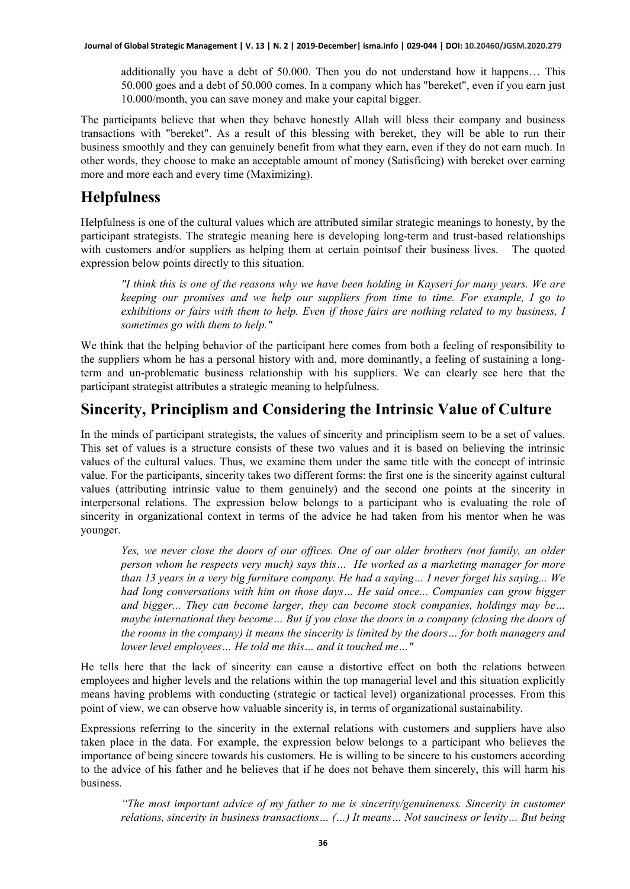> additionally you have a debt of 50.000. Then you do not understand how it happens… This 50.000 goes and a debt of 50.000 comes. In a company which has "bereket", even if you earn just 10.000/month, you can save money and make your capital bigger.

The participants believe that when they behave honestly Allah will bless their company and business transactions with "bereket". As a result of this blessing with bereket, they will be able to run their business smoothly and they can genuinely benefit from what they earn, even if they do not earn much. In other words, they choose to make an acceptable amount of money (Satisficing) with bereket over earning more and more each and every time (Maximizing).

## Helpfulness

Helpfulness is one of the cultural values which are attributed similar strategic meanings to honesty, by the participant strategists. The strategic meaning here is developing long-term and trust-based relationships with customers and/or suppliers as helping them at certain pointsof their business lives. The quoted expression below points directly to this situation.

> *"I think this is one of the reasons why we have been holding in Kayseri for many years. We are keeping our promises and we help our suppliers from time to time. For example, I go to exhibitions or fairs with them to help. Even if those fairs are nothing related to my business, I sometimes go with them to help."*

We think that the helping behavior of the participant here comes from both a feeling of responsibility to the suppliers whom he has a personal history with and, more dominantly, a feeling of sustaining a long-term and un-problematic business relationship with his suppliers. We can clearly see here that the participant strategist attributes a strategic meaning to helpfulness.

## Sincerity, Principlism and Considering the Intrinsic Value of Culture

In the minds of participant strategists, the values of sincerity and principlism seem to be a set of values. This set of values is a structure consists of these two values and it is based on believing the intrinsic values of the cultural values. Thus, we examine them under the same title with the concept of intrinsic value. For the participants, sincerity takes two different forms: the first one is the sincerity against cultural values (attributing intrinsic value to them genuinely) and the second one points at the sincerity in interpersonal relations. The expression below belongs to a participant who is evaluating the role of sincerity in organizational context in terms of the advice he had taken from his mentor when he was younger.

> *Yes, we never close the doors of our offices. One of our older brothers (not family, an older person whom he respects very much) says this… He worked as a marketing manager for more than 13 years in a very big furniture company. He had a saying… I never forget his saying... We had long conversations with him on those days… He said once... Companies can grow bigger and bigger... They can become larger, they can become stock companies, holdings may be… maybe international they become… But if you close the doors in a company (closing the doors of the rooms in the company) it means the sincerity is limited by the doors… for both managers and lower level employees… He told me this… and it touched me…"*

He tells here that the lack of sincerity can cause a distortive effect on both the relations between employees and higher levels and the relations within the top managerial level and this situation explicitly means having problems with conducting (strategic or tactical level) organizational processes. From this point of view, we can observe how valuable sincerity is, in terms of organizational sustainability.

Expressions referring to the sincerity in the external relations with customers and suppliers have also taken place in the data. For example, the expression below belongs to a participant who believes the importance of being sincere towards his customers. He is willing to be sincere to his customers according to the advice of his father and he believes that if he does not behave them sincerely, this will harm his business.

> *"The most important advice of my father to me is sincerity/genuineness. Sincerity in customer relations, sincerity in business transactions… (…) It means… Not sauciness or levity… But being*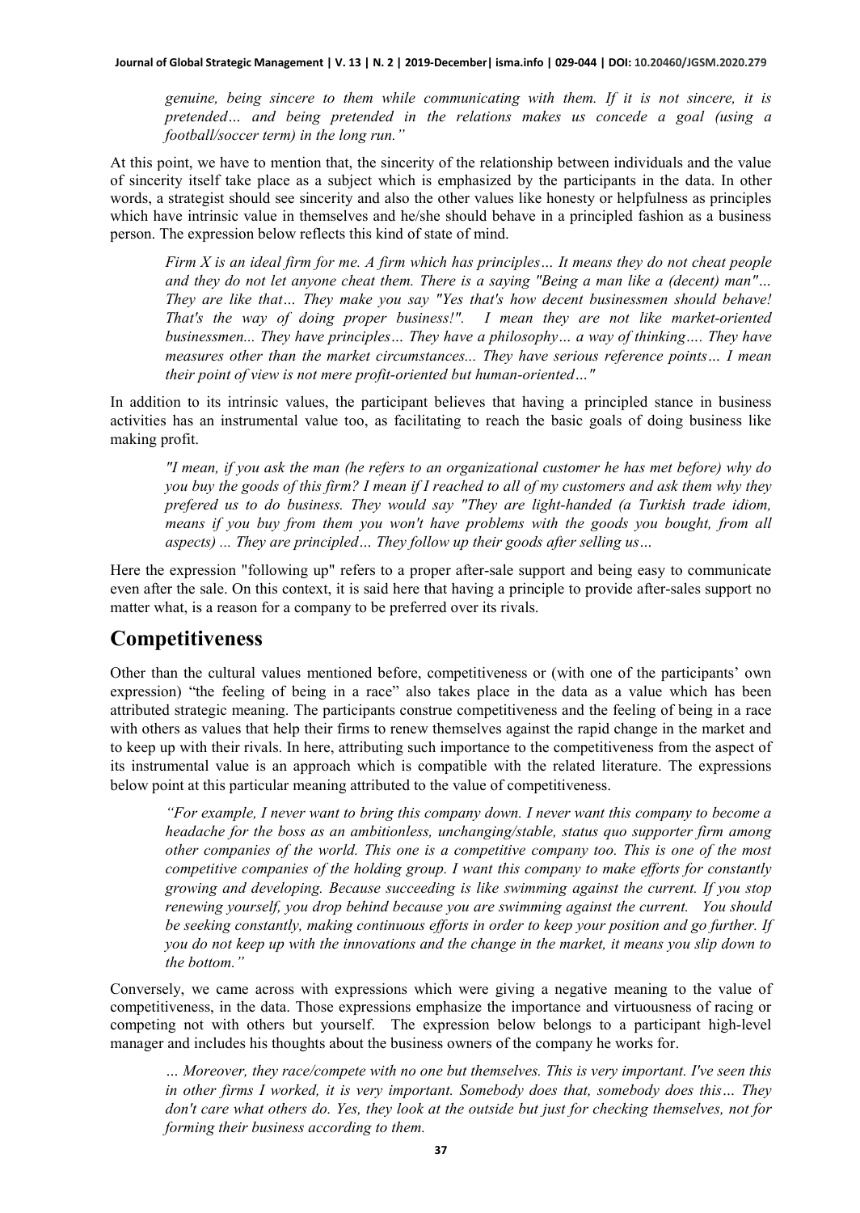*genuine, being sincere to them while communicating with them. If it is not sincere, it is pretended… and being pretended in the relations makes us concede a goal (using a football/soccer term) in the long run."*

At this point, we have to mention that, the sincerity of the relationship between individuals and the value of sincerity itself take place as a subject which is emphasized by the participants in the data. In other words, a strategist should see sincerity and also the other values like honesty or helpfulness as principles which have intrinsic value in themselves and he/she should behave in a principled fashion as a business person. The expression below reflects this kind of state of mind.

> *Firm X is an ideal firm for me. A firm which has principles… It means they do not cheat people and they do not let anyone cheat them. There is a saying "Being a man like a (decent) man"… They are like that… They make you say "Yes that's how decent businessmen should behave! That's the way of doing proper business!". I mean they are not like market-oriented businessmen... They have principles… They have a philosophy… a way of thinking…. They have measures other than the market circumstances... They have serious reference points… I mean their point of view is not mere profit-oriented but human-oriented…"*

In addition to its intrinsic values, the participant believes that having a principled stance in business activities has an instrumental value too, as facilitating to reach the basic goals of doing business like making profit.

> *"I mean, if you ask the man (he refers to an organizational customer he has met before) why do you buy the goods of this firm? I mean if I reached to all of my customers and ask them why they prefered us to do business. They would say "They are light-handed (a Turkish trade idiom, means if you buy from them you won't have problems with the goods you bought, from all aspects) ... They are principled… They follow up their goods after selling us…*

Here the expression "following up" refers to a proper after-sale support and being easy to communicate even after the sale. On this context, it is said here that having a principle to provide after-sales support no matter what, is a reason for a company to be preferred over its rivals.

## Competitiveness

Other than the cultural values mentioned before, competitiveness or (with one of the participants' own expression) "the feeling of being in a race" also takes place in the data as a value which has been attributed strategic meaning. The participants construe competitiveness and the feeling of being in a race with others as values that help their firms to renew themselves against the rapid change in the market and to keep up with their rivals. In here, attributing such importance to the competitiveness from the aspect of its instrumental value is an approach which is compatible with the related literature. The expressions below point at this particular meaning attributed to the value of competitiveness.

> *"For example, I never want to bring this company down. I never want this company to become a headache for the boss as an ambitionless, unchanging/stable, status quo supporter firm among other companies of the world. This one is a competitive company too. This is one of the most competitive companies of the holding group. I want this company to make efforts for constantly growing and developing. Because succeeding is like swimming against the current. If you stop renewing yourself, you drop behind because you are swimming against the current. You should be seeking constantly, making continuous efforts in order to keep your position and go further. If you do not keep up with the innovations and the change in the market, it means you slip down to the bottom."*

Conversely, we came across with expressions which were giving a negative meaning to the value of competitiveness, in the data. Those expressions emphasize the importance and virtuousness of racing or competing not with others but yourself. The expression below belongs to a participant high-level manager and includes his thoughts about the business owners of the company he works for.

> *… Moreover, they race/compete with no one but themselves. This is very important. I've seen this in other firms I worked, it is very important. Somebody does that, somebody does this… They don't care what others do. Yes, they look at the outside but just for checking themselves, not for forming their business according to them.*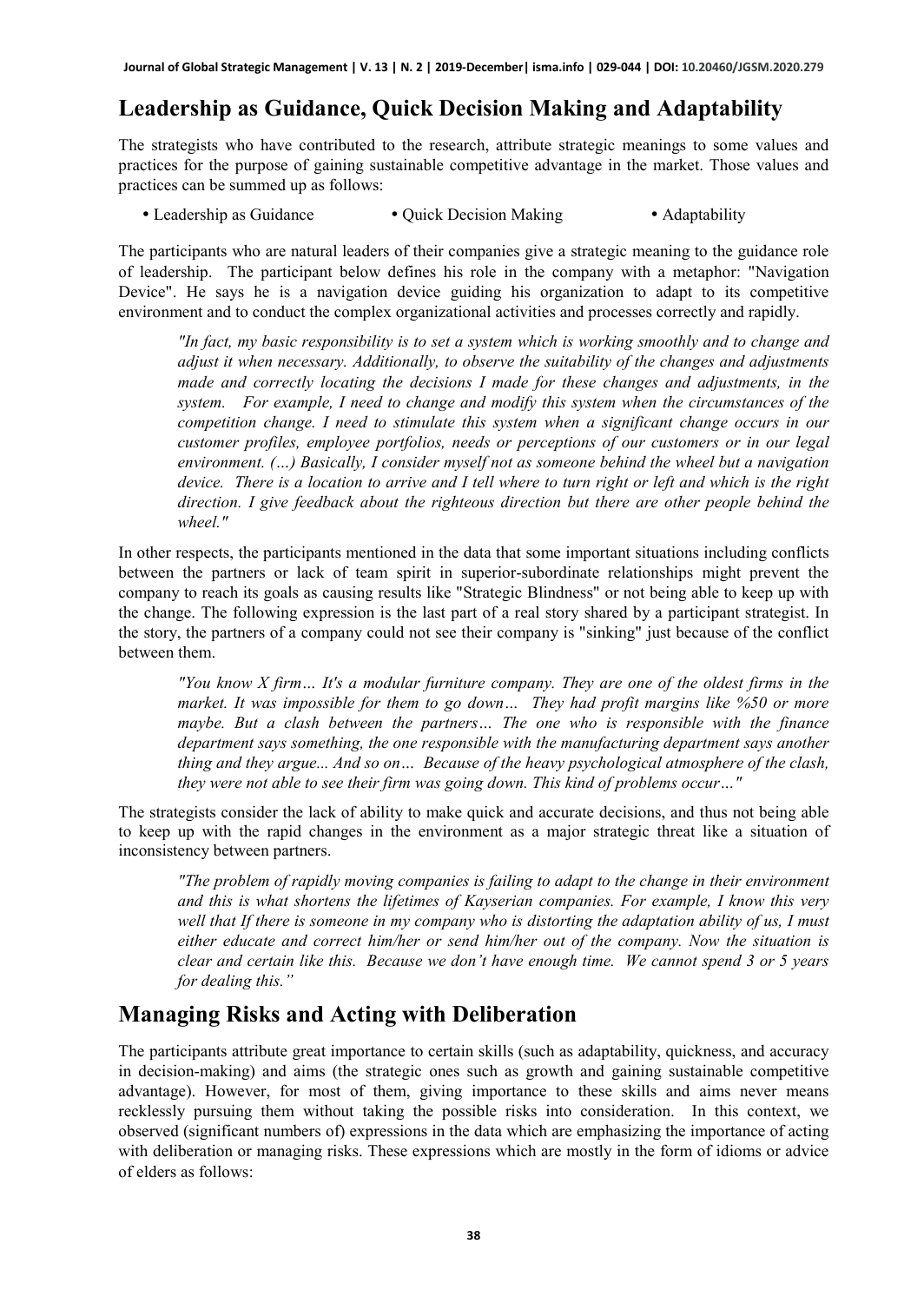## Leadership as Guidance, Quick Decision Making and Adaptability

The strategists who have contributed to the research, attribute strategic meanings to some values and practices for the purpose of gaining sustainable competitive advantage in the market. Those values and practices can be summed up as follows:

- Leadership as Guidance
- Quick Decision Making
- Adaptability

The participants who are natural leaders of their companies give a strategic meaning to the guidance role of leadership. The participant below defines his role in the company with a metaphor: "Navigation Device". He says he is a navigation device guiding his organization to adapt to its competitive environment and to conduct the complex organizational activities and processes correctly and rapidly.

> *"In fact, my basic responsibility is to set a system which is working smoothly and to change and adjust it when necessary. Additionally, to observe the suitability of the changes and adjustments made and correctly locating the decisions I made for these changes and adjustments, in the system. For example, I need to change and modify this system when the circumstances of the competition change. I need to stimulate this system when a significant change occurs in our customer profiles, employee portfolios, needs or perceptions of our customers or in our legal environment. (…) Basically, I consider myself not as someone behind the wheel but a navigation device. There is a location to arrive and I tell where to turn right or left and which is the right direction. I give feedback about the righteous direction but there are other people behind the wheel."*

In other respects, the participants mentioned in the data that some important situations including conflicts between the partners or lack of team spirit in superior-subordinate relationships might prevent the company to reach its goals as causing results like "Strategic Blindness" or not being able to keep up with the change. The following expression is the last part of a real story shared by a participant strategist. In the story, the partners of a company could not see their company is "sinking" just because of the conflict between them.

> *"You know X firm… It's a modular furniture company. They are one of the oldest firms in the market. It was impossible for them to go down… They had profit margins like %50 or more maybe. But a clash between the partners… The one who is responsible with the finance department says something, the one responsible with the manufacturing department says another thing and they argue... And so on… Because of the heavy psychological atmosphere of the clash, they were not able to see their firm was going down. This kind of problems occur…"*

The strategists consider the lack of ability to make quick and accurate decisions, and thus not being able to keep up with the rapid changes in the environment as a major strategic threat like a situation of inconsistency between partners.

> *"The problem of rapidly moving companies is failing to adapt to the change in their environment and this is what shortens the lifetimes of Kayserian companies. For example, I know this very well that If there is someone in my company who is distorting the adaptation ability of us, I must either educate and correct him/her or send him/her out of the company. Now the situation is clear and certain like this. Because we don't have enough time. We cannot spend 3 or 5 years for dealing this."*

## Managing Risks and Acting with Deliberation

The participants attribute great importance to certain skills (such as adaptability, quickness, and accuracy in decision-making) and aims (the strategic ones such as growth and gaining sustainable competitive advantage). However, for most of them, giving importance to these skills and aims never means recklessly pursuing them without taking the possible risks into consideration. In this context, we observed (significant numbers of) expressions in the data which are emphasizing the importance of acting with deliberation or managing risks. These expressions which are mostly in the form of idioms or advice of elders as follows: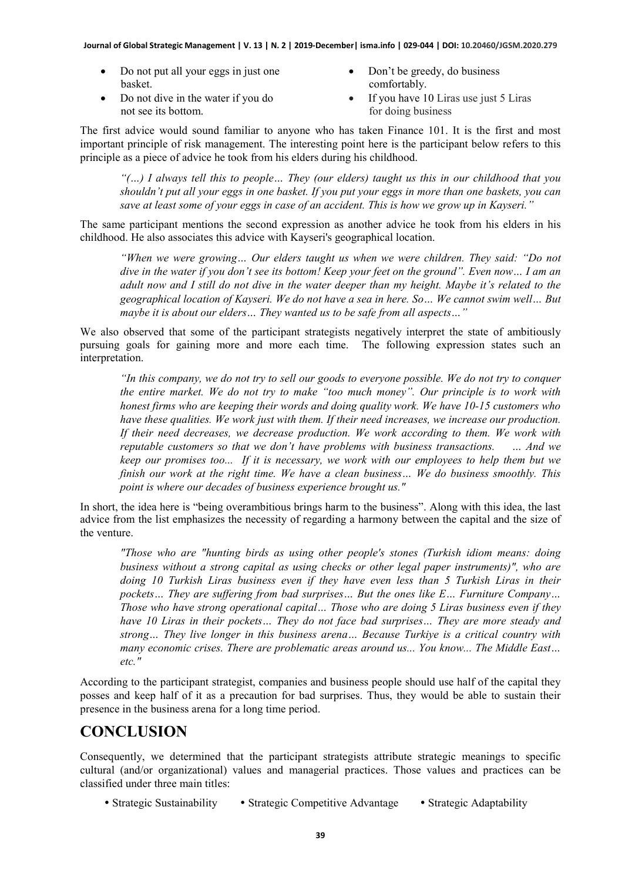- Do not put all your eggs in just one basket.
- Do not dive in the water if you do not see its bottom.
- Don't be greedy, do business comfortably.
- If you have 10 Liras use just 5 Liras for doing business

The first advice would sound familiar to anyone who has taken Finance 101. It is the first and most important principle of risk management. The interesting point here is the participant below refers to this principle as a piece of advice he took from his elders during his childhood.

> *"(...) I always tell this to people… They (our elders) taught us this in our childhood that you shouldn't put all your eggs in one basket. If you put your eggs in more than one baskets, you can save at least some of your eggs in case of an accident. This is how we grow up in Kayseri."*

The same participant mentions the second expression as another advice he took from his elders in his childhood. He also associates this advice with Kayseri's geographical location.

> *"When we were growing… Our elders taught us when we were children. They said: "Do not dive in the water if you don't see its bottom! Keep your feet on the ground". Even now… I am an adult now and I still do not dive in the water deeper than my height. Maybe it's related to the geographical location of Kayseri. We do not have a sea in here. So… We cannot swim well… But maybe it is about our elders… They wanted us to be safe from all aspects…"*

We also observed that some of the participant strategists negatively interpret the state of ambitiously pursuing goals for gaining more and more each time. The following expression states such an interpretation.

> *"In this company, we do not try to sell our goods to everyone possible. We do not try to conquer the entire market. We do not try to make "too much money". Our principle is to work with honest firms who are keeping their words and doing quality work. We have 10-15 customers who have these qualities. We work just with them. If their need increases, we increase our production. If their need decreases, we decrease production. We work according to them. We work with reputable customers so that we don't have problems with business transactions. … And we keep our promises too... If it is necessary, we work with our employees to help them but we finish our work at the right time. We have a clean business… We do business smoothly. This point is where our decades of business experience brought us."*

In short, the idea here is "being overambitious brings harm to the business". Along with this idea, the last advice from the list emphasizes the necessity of regarding a harmony between the capital and the size of the venture.

> *"Those who are "hunting birds as using other people's stones (Turkish idiom means: doing business without a strong capital as using checks or other legal paper instruments)", who are doing 10 Turkish Liras business even if they have even less than 5 Turkish Liras in their pockets… They are suffering from bad surprises… But the ones like E… Furniture Company… Those who have strong operational capital… Those who are doing 5 Liras business even if they have 10 Liras in their pockets… They do not face bad surprises… They are more steady and strong… They live longer in this business arena… Because Turkiye is a critical country with many economic crises. There are problematic areas around us... You know... The Middle East… etc."*

According to the participant strategist, companies and business people should use half of the capital they posses and keep half of it as a precaution for bad surprises. Thus, they would be able to sustain their presence in the business arena for a long time period.

# CONCLUSION

Consequently, we determined that the participant strategists attribute strategic meanings to specific cultural (and/or organizational) values and managerial practices. Those values and practices can be classified under three main titles:

- Strategic Sustainability
- Strategic Competitive Advantage
- Strategic Adaptability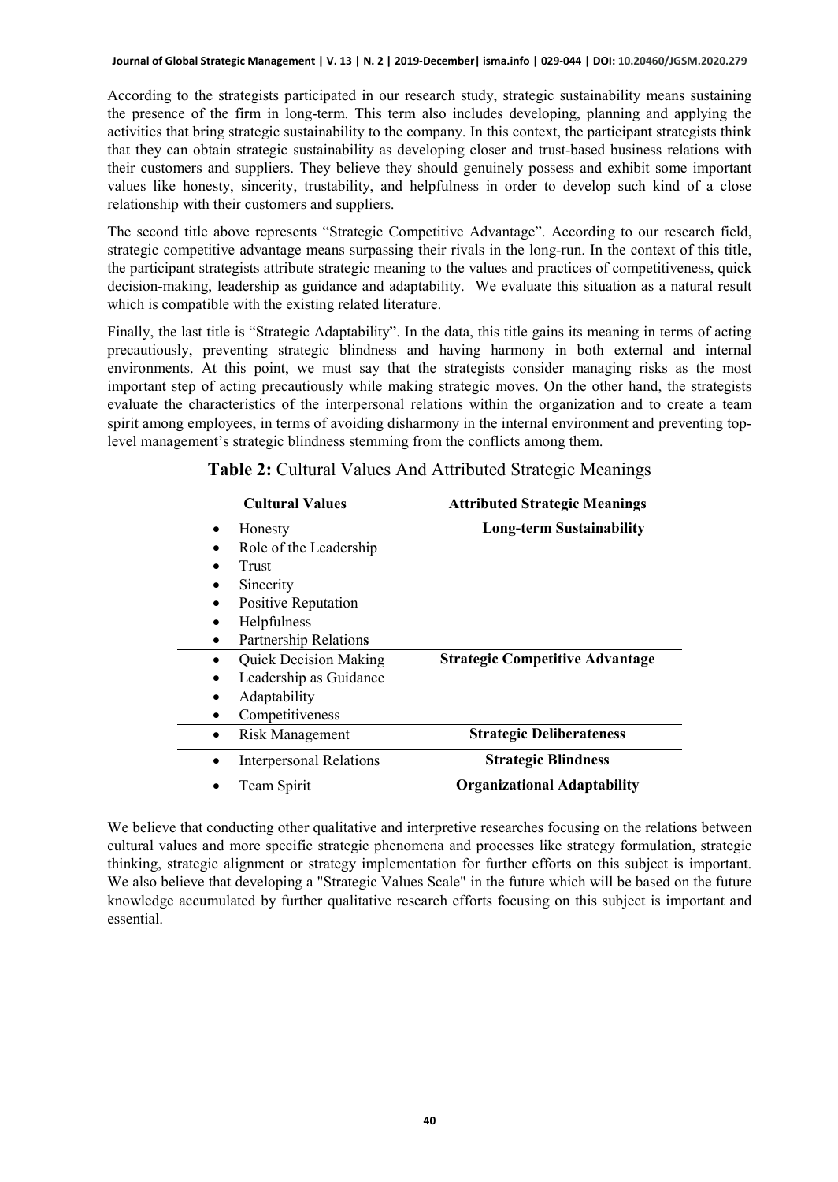According to the strategists participated in our research study, strategic sustainability means sustaining the presence of the firm in long-term. This term also includes developing, planning and applying the activities that bring strategic sustainability to the company. In this context, the participant strategists think that they can obtain strategic sustainability as developing closer and trust-based business relations with their customers and suppliers. They believe they should genuinely possess and exhibit some important values like honesty, sincerity, trustability, and helpfulness in order to develop such kind of a close relationship with their customers and suppliers.

The second title above represents "Strategic Competitive Advantage". According to our research field, strategic competitive advantage means surpassing their rivals in the long-run. In the context of this title, the participant strategists attribute strategic meaning to the values and practices of competitiveness, quick decision-making, leadership as guidance and adaptability. We evaluate this situation as a natural result which is compatible with the existing related literature.

Finally, the last title is "Strategic Adaptability". In the data, this title gains its meaning in terms of acting precautiously, preventing strategic blindness and having harmony in both external and internal environments. At this point, we must say that the strategists consider managing risks as the most important step of acting precautiously while making strategic moves. On the other hand, the strategists evaluate the characteristics of the interpersonal relations within the organization and to create a team spirit among employees, in terms of avoiding disharmony in the internal environment and preventing top-level management's strategic blindness stemming from the conflicts among them.

**Table 2:** Cultural Values And Attributed Strategic Meanings

| Cultural Values | Attributed Strategic Meanings |
|---|---|
| • Honesty<br>• Role of the Leadership<br>• Trust<br>• Sincerity<br>• Positive Reputation<br>• Helpfulness<br>• Partnership Relations | **Long-term Sustainability** |
| • Quick Decision Making<br>• Leadership as Guidance<br>• Adaptability<br>• Competitiveness | **Strategic Competitive Advantage** |
| • Risk Management | **Strategic Deliberateness** |
| • Interpersonal Relations | **Strategic Blindness** |
| • Team Spirit | **Organizational Adaptability** |

We believe that conducting other qualitative and interpretive researches focusing on the relations between cultural values and more specific strategic phenomena and processes like strategy formulation, strategic thinking, strategic alignment or strategy implementation for further efforts on this subject is important. We also believe that developing a "Strategic Values Scale" in the future which will be based on the future knowledge accumulated by further qualitative research efforts focusing on this subject is important and essential.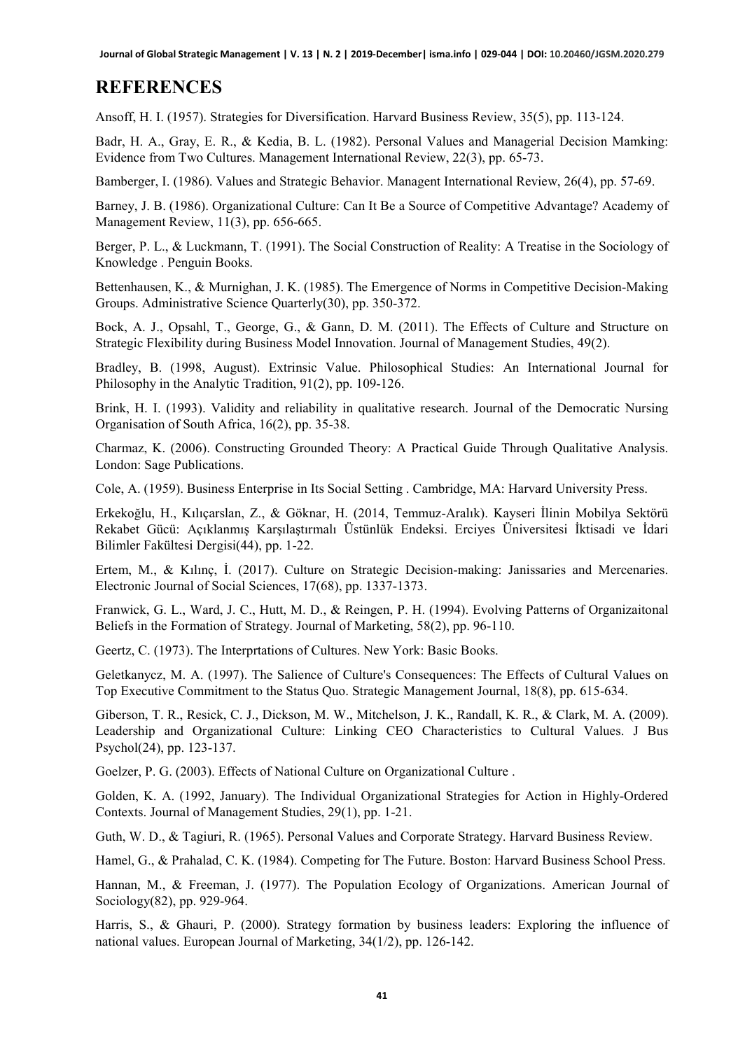## REFERENCES

Ansoff, H. I. (1957). Strategies for Diversification. Harvard Business Review, 35(5), pp. 113-124.

Badr, H. A., Gray, E. R., & Kedia, B. L. (1982). Personal Values and Managerial Decision Mamking: Evidence from Two Cultures. Management International Review, 22(3), pp. 65-73.

Bamberger, I. (1986). Values and Strategic Behavior. Managent International Review, 26(4), pp. 57-69.

Barney, J. B. (1986). Organizational Culture: Can It Be a Source of Competitive Advantage? Academy of Management Review, 11(3), pp. 656-665.

Berger, P. L., & Luckmann, T. (1991). The Social Construction of Reality: A Treatise in the Sociology of Knowledge . Penguin Books.

Bettenhausen, K., & Murnighan, J. K. (1985). The Emergence of Norms in Competitive Decision-Making Groups. Administrative Science Quarterly(30), pp. 350-372.

Bock, A. J., Opsahl, T., George, G., & Gann, D. M. (2011). The Effects of Culture and Structure on Strategic Flexibility during Business Model Innovation. Journal of Management Studies, 49(2).

Bradley, B. (1998, August). Extrinsic Value. Philosophical Studies: An International Journal for Philosophy in the Analytic Tradition, 91(2), pp. 109-126.

Brink, H. I. (1993). Validity and reliability in qualitative research. Journal of the Democratic Nursing Organisation of South Africa, 16(2), pp. 35-38.

Charmaz, K. (2006). Constructing Grounded Theory: A Practical Guide Through Qualitative Analysis. London: Sage Publications.

Cole, A. (1959). Business Enterprise in Its Social Setting . Cambridge, MA: Harvard University Press.

Erkekoğlu, H., Kılıçarslan, Z., & Göknar, H. (2014, Temmuz-Aralık). Kayseri İlinin Mobilya Sektörü Rekabet Gücü: Açıklanmış Karşılaştırmalı Üstünlük Endeksi. Erciyes Üniversitesi İktisadi ve İdari Bilimler Fakültesi Dergisi(44), pp. 1-22.

Ertem, M., & Kılınç, İ. (2017). Culture on Strategic Decision-making: Janissaries and Mercenaries. Electronic Journal of Social Sciences, 17(68), pp. 1337-1373.

Franwick, G. L., Ward, J. C., Hutt, M. D., & Reingen, P. H. (1994). Evolving Patterns of Organizaitonal Beliefs in the Formation of Strategy. Journal of Marketing, 58(2), pp. 96-110.

Geertz, C. (1973). The Interprtations of Cultures. New York: Basic Books.

Geletkanycz, M. A. (1997). The Salience of Culture's Consequences: The Effects of Cultural Values on Top Executive Commitment to the Status Quo. Strategic Management Journal, 18(8), pp. 615-634.

Giberson, T. R., Resick, C. J., Dickson, M. W., Mitchelson, J. K., Randall, K. R., & Clark, M. A. (2009). Leadership and Organizational Culture: Linking CEO Characteristics to Cultural Values. J Bus Psychol(24), pp. 123-137.

Goelzer, P. G. (2003). Effects of National Culture on Organizational Culture .

Golden, K. A. (1992, January). The Individual Organizational Strategies for Action in Highly-Ordered Contexts. Journal of Management Studies, 29(1), pp. 1-21.

Guth, W. D., & Tagiuri, R. (1965). Personal Values and Corporate Strategy. Harvard Business Review.

Hamel, G., & Prahalad, C. K. (1984). Competing for The Future. Boston: Harvard Business School Press.

Hannan, M., & Freeman, J. (1977). The Population Ecology of Organizations. American Journal of Sociology(82), pp. 929-964.

Harris, S., & Ghauri, P. (2000). Strategy formation by business leaders: Exploring the influence of national values. European Journal of Marketing, 34(1/2), pp. 126-142.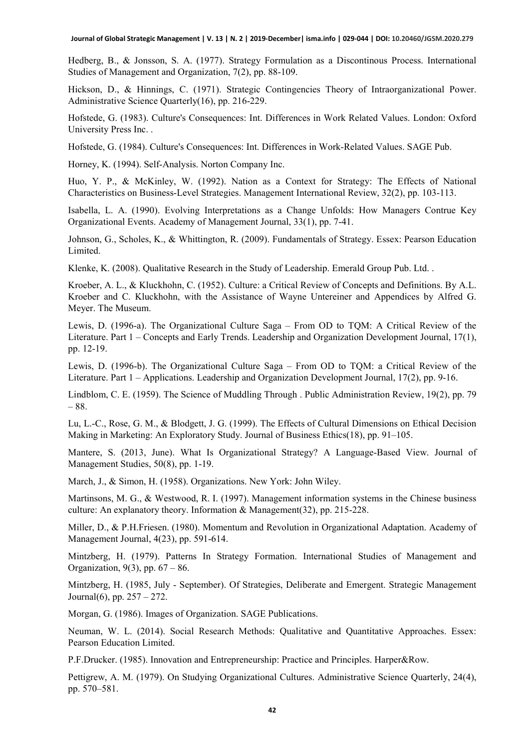Hedberg, B., & Jonsson, S. A. (1977). Strategy Formulation as a Discontinous Process. International Studies of Management and Organization, 7(2), pp. 88-109.

Hickson, D., & Hinnings, C. (1971). Strategic Contingencies Theory of Intraorganizational Power. Administrative Science Quarterly(16), pp. 216-229.

Hofstede, G. (1983). Culture's Consequences: Int. Differences in Work Related Values. London: Oxford University Press Inc. .

Hofstede, G. (1984). Culture's Consequences: Int. Differences in Work-Related Values. SAGE Pub.

Horney, K. (1994). Self-Analysis. Norton Company Inc.

Huo, Y. P., & McKinley, W. (1992). Nation as a Context for Strategy: The Effects of National Characteristics on Business-Level Strategies. Management International Review, 32(2), pp. 103-113.

Isabella, L. A. (1990). Evolving Interpretations as a Change Unfolds: How Managers Contrue Key Organizational Events. Academy of Management Journal, 33(1), pp. 7-41.

Johnson, G., Scholes, K., & Whittington, R. (2009). Fundamentals of Strategy. Essex: Pearson Education Limited.

Klenke, K. (2008). Qualitative Research in the Study of Leadership. Emerald Group Pub. Ltd. .

Kroeber, A. L., & Kluckhohn, C. (1952). Culture: a Critical Review of Concepts and Definitions. By A.L. Kroeber and C. Kluckhohn, with the Assistance of Wayne Untereiner and Appendices by Alfred G. Meyer. The Museum.

Lewis, D. (1996-a). The Organizational Culture Saga – From OD to TQM: A Critical Review of the Literature. Part 1 – Concepts and Early Trends. Leadership and Organization Development Journal, 17(1), pp. 12-19.

Lewis, D. (1996-b). The Organizational Culture Saga – From OD to TQM: a Critical Review of the Literature. Part 1 – Applications. Leadership and Organization Development Journal, 17(2), pp. 9-16.

Lindblom, C. E. (1959). The Science of Muddling Through . Public Administration Review, 19(2), pp. 79 – 88.

Lu, L.-C., Rose, G. M., & Blodgett, J. G. (1999). The Effects of Cultural Dimensions on Ethical Decision Making in Marketing: An Exploratory Study. Journal of Business Ethics(18), pp. 91–105.

Mantere, S. (2013, June). What Is Organizational Strategy? A Language-Based View. Journal of Management Studies, 50(8), pp. 1-19.

March, J., & Simon, H. (1958). Organizations. New York: John Wiley.

Martinsons, M. G., & Westwood, R. I. (1997). Management information systems in the Chinese business culture: An explanatory theory. Information & Management(32), pp. 215-228.

Miller, D., & P.H.Friesen. (1980). Momentum and Revolution in Organizational Adaptation. Academy of Management Journal, 4(23), pp. 591-614.

Mintzberg, H. (1979). Patterns In Strategy Formation. International Studies of Management and Organization, 9(3), pp. 67 – 86.

Mintzberg, H. (1985, July - September). Of Strategies, Deliberate and Emergent. Strategic Management Journal(6), pp. 257 – 272.

Morgan, G. (1986). Images of Organization. SAGE Publications.

Neuman, W. L. (2014). Social Research Methods: Qualitative and Quantitative Approaches. Essex: Pearson Education Limited.

P.F.Drucker. (1985). Innovation and Entrepreneurship: Practice and Principles. Harper&Row.

Pettigrew, A. M. (1979). On Studying Organizational Cultures. Administrative Science Quarterly, 24(4), pp. 570–581.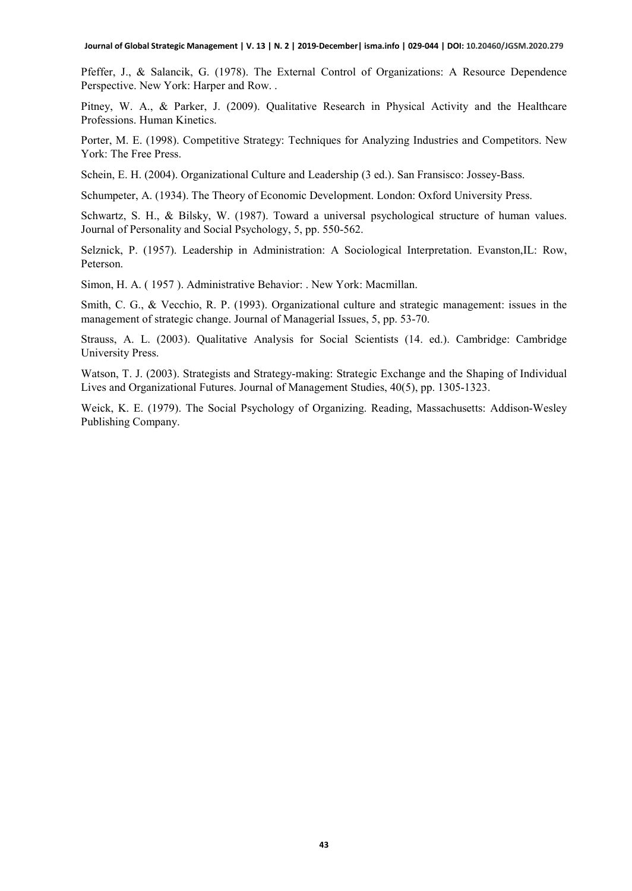Pfeffer, J., & Salancik, G. (1978). The External Control of Organizations: A Resource Dependence Perspective. New York: Harper and Row. .

Pitney, W. A., & Parker, J. (2009). Qualitative Research in Physical Activity and the Healthcare Professions. Human Kinetics.

Porter, M. E. (1998). Competitive Strategy: Techniques for Analyzing Industries and Competitors. New York: The Free Press.

Schein, E. H. (2004). Organizational Culture and Leadership (3 ed.). San Fransisco: Jossey-Bass.

Schumpeter, A. (1934). The Theory of Economic Development. London: Oxford University Press.

Schwartz, S. H., & Bilsky, W. (1987). Toward a universal psychological structure of human values. Journal of Personality and Social Psychology, 5, pp. 550-562.

Selznick, P. (1957). Leadership in Administration: A Sociological Interpretation. Evanston,IL: Row, Peterson.

Simon, H. A. ( 1957 ). Administrative Behavior: . New York: Macmillan.

Smith, C. G., & Vecchio, R. P. (1993). Organizational culture and strategic management: issues in the management of strategic change. Journal of Managerial Issues, 5, pp. 53-70.

Strauss, A. L. (2003). Qualitative Analysis for Social Scientists (14. ed.). Cambridge: Cambridge University Press.

Watson, T. J. (2003). Strategists and Strategy-making: Strategic Exchange and the Shaping of Individual Lives and Organizational Futures. Journal of Management Studies, 40(5), pp. 1305-1323.

Weick, K. E. (1979). The Social Psychology of Organizing. Reading, Massachusetts: Addison-Wesley Publishing Company.